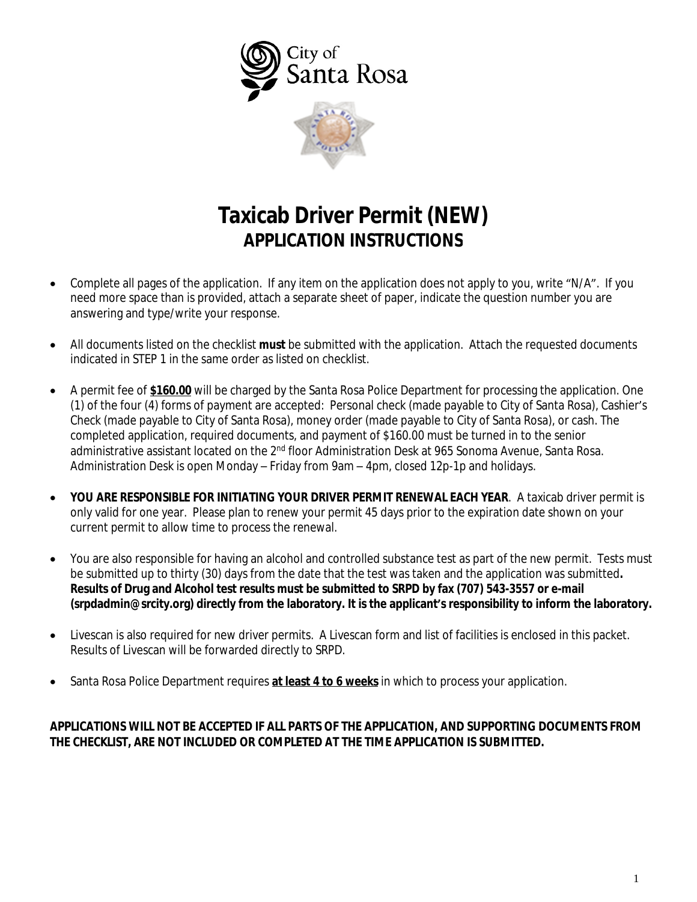City of Santa Rosa

# Taxicab Driver Permit (NEW)

## APPLICATION INSTRUCTIONS

- Complete all pages of the application. If any item on the application does not apply to you, write "N/A". If you need more space than is provided, attach a separate sheet of paper, indicate the question number you are answering and type/write your response.
- All documents listed on the checklist **must** be submitted with the application. Attach the requested documents indicated in STEP 1 in the same order as listed on checklist.
- A permit fee of **$160.00** will be charged by the Santa Rosa Police Department for processing the application. One (1) of the four (4) forms of payment are accepted: Personal check (made payable to City of Santa Rosa), Cashier's Check (made payable to City of Santa Rosa), money order (made payable to City of Santa Rosa), or cash. The completed application, required documents, and payment of $160.00 must be turned in to the senior administrative assistant located on the 2nd floor Administration Desk at 965 Sonoma Avenue, Santa Rosa. Administration Desk is open Monday – Friday from 9am – 4pm, closed 12p-1p and holidays.
- **YOU ARE RESPONSIBLE FOR INITIATING YOUR DRIVER PERMIT RENEWAL EACH YEAR**. A taxicab driver permit is only valid for one year. Please plan to renew your permit 45 days prior to the expiration date shown on your current permit to allow time to process the renewal.
- You are also responsible for having an alcohol and controlled substance test as part of the new permit. Tests must be submitted up to thirty (30) days from the date that the test was taken and the application was submitted**. Results of Drug and Alcohol test results must be submitted to SRPD by fax (707) 543-3557 or e-mail (srpdadmin@srcity.org) directly from the laboratory. It is the applicant's responsibility to inform the laboratory.**
- Livescan is also required for new driver permits. A Livescan form and list of facilities is enclosed in this packet. Results of Livescan will be forwarded directly to SRPD.
- Santa Rosa Police Department requires **at least 4 to 6 weeks** in which to process your application.

**APPLICATIONS WILL NOT BE ACCEPTED IF ALL PARTS OF THE APPLICATION, AND SUPPORTING DOCUMENTS FROM THE CHECKLIST, ARE NOT INCLUDED OR COMPLETED AT THE TIME APPLICATION IS SUBMITTED.**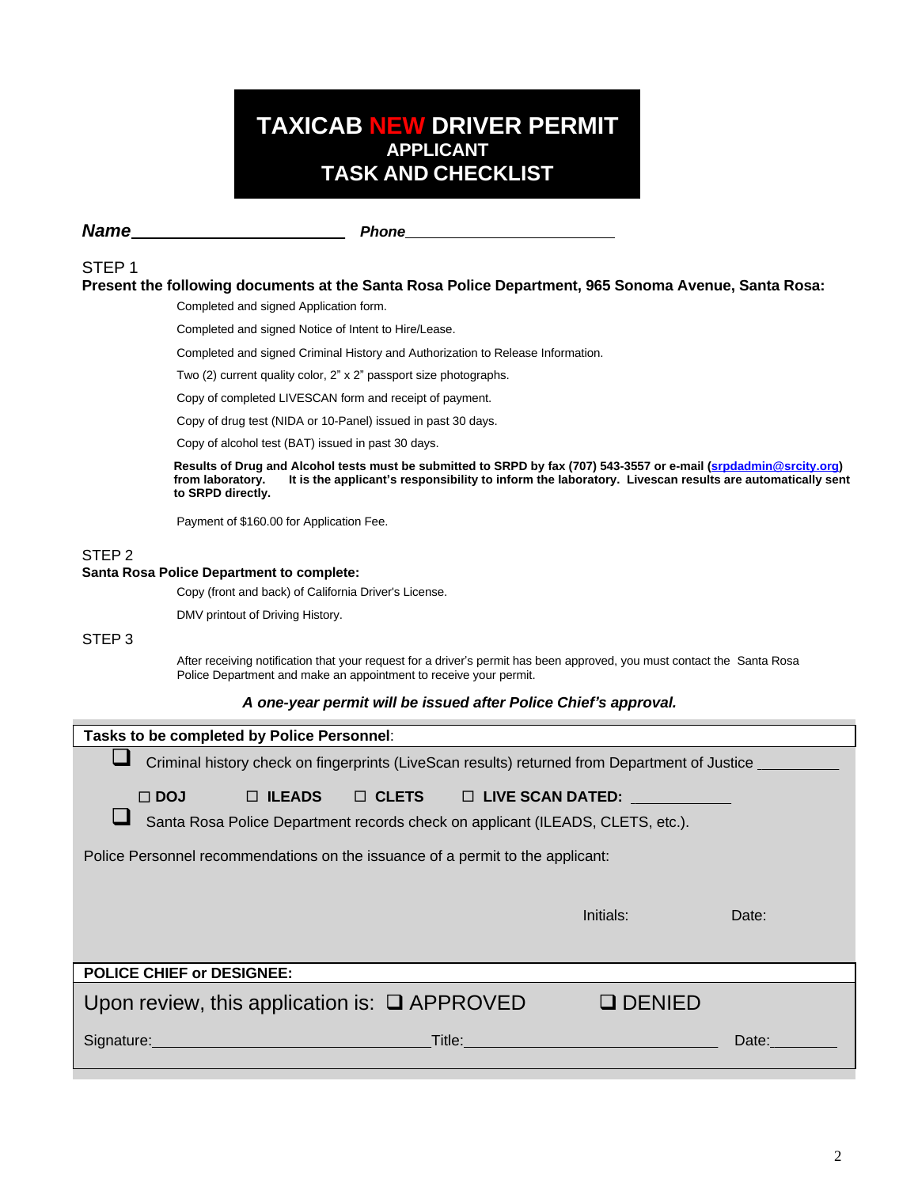# TAXICAB NEW DRIVER PERMIT
## APPLICANT
## TASK AND CHECKLIST

***Name*** ______________________ ***Phone*** ________________________

STEP 1

**Present the following documents at the Santa Rosa Police Department, 965 Sonoma Avenue, Santa Rosa:**

- Completed and signed Application form.
- Completed and signed Notice of Intent to Hire/Lease.
- Completed and signed Criminal History and Authorization to Release Information.
- Two (2) current quality color, 2" x 2" passport size photographs.
- Copy of completed LIVESCAN form and receipt of payment.
- Copy of drug test (NIDA or 10-Panel) issued in past 30 days.
- Copy of alcohol test (BAT) issued in past 30 days.

**Results of Drug and Alcohol tests must be submitted to SRPD by fax (707) 543-3557 or e-mail (srpdadmin@srcity.org) from laboratory. It is the applicant's responsibility to inform the laboratory. Livescan results are automatically sent to SRPD directly.**

- Payment of $160.00 for Application Fee.

STEP 2

**Santa Rosa Police Department to complete:**

- Copy (front and back) of California Driver's License.
- DMV printout of Driving History.

STEP 3

After receiving notification that your request for a driver's permit has been approved, you must contact the Santa Rosa Police Department and make an appointment to receive your permit.

***A one-year permit will be issued after Police Chief's approval.***

**Tasks to be completed by Police Personnel**:

❑ Criminal history check on fingerprints (LiveScan results) returned from Department of Justice __________

☐ **DOJ** ☐ **ILEADS** ☐ **CLETS** ☐ **LIVE SCAN DATED:** ___________

❑ Santa Rosa Police Department records check on applicant (ILEADS, CLETS, etc.).

Police Personnel recommendations on the issuance of a permit to the applicant:

Initials: Date:

**POLICE CHIEF or DESIGNEE:**

Upon review, this application is: ❑ APPROVED ❑ DENIED

Signature:______________________________ Title:____________________________ Date:________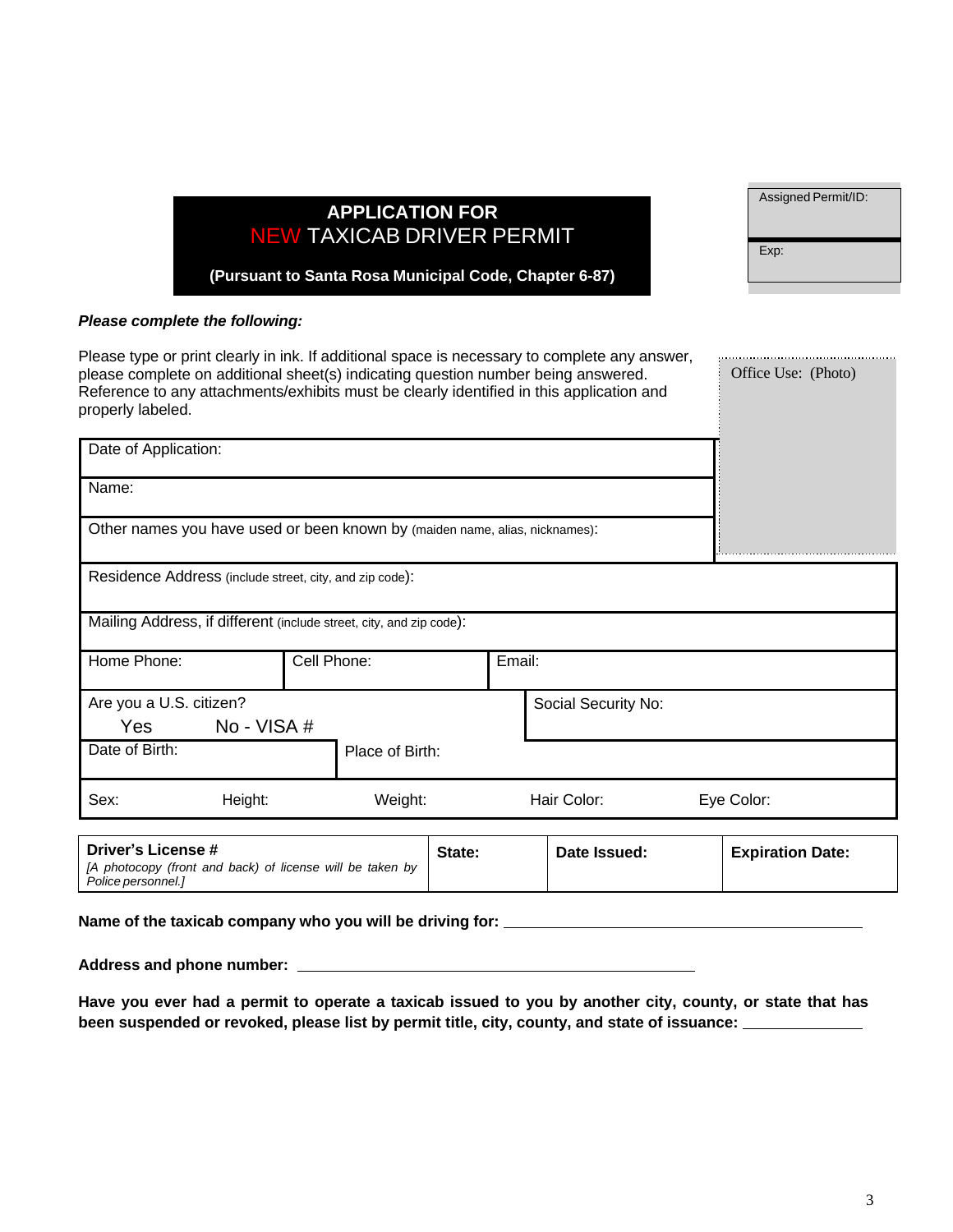| Assigned Permit/ID: |
|---|
| Exp: |

# APPLICATION FOR NEW TAXICAB DRIVER PERMIT

**(Pursuant to Santa Rosa Municipal Code, Chapter 6-87)**

***Please complete the following:***

Please type or print clearly in ink. If additional space is necessary to complete any answer, please complete on additional sheet(s) indicating question number being answered. Reference to any attachments/exhibits must be clearly identified in this application and properly labeled.

Office Use: (Photo)

| | | | | |
|---|---|---|---|---|
| Date of Application: | | | | |
| Name: | | | | |
| Other names you have used or been known by (maiden name, alias, nicknames): | | | | |
| Residence Address (include street, city, and zip code): | | | | |
| Mailing Address, if different (include street, city, and zip code): | | | | |
| Home Phone: | Cell Phone: | Email: | | |
| Are you a U.S. citizen? Yes No - VISA # | | Social Security No: | | |
| Date of Birth: | Place of Birth: | | | |
| Sex: | Height: | Weight: | Hair Color: | Eye Color: |

| **Driver's License #** *[A photocopy (front and back) of license will be taken by Police personnel.]* | **State:** | **Date Issued:** | **Expiration Date:** |
|---|---|---|---|

**Name of the taxicab company who you will be driving for:** ______________________________

**Address and phone number:** ______________________________

**Have you ever had a permit to operate a taxicab issued to you by another city, county, or state that has been suspended or revoked, please list by permit title, city, county, and state of issuance:** ____________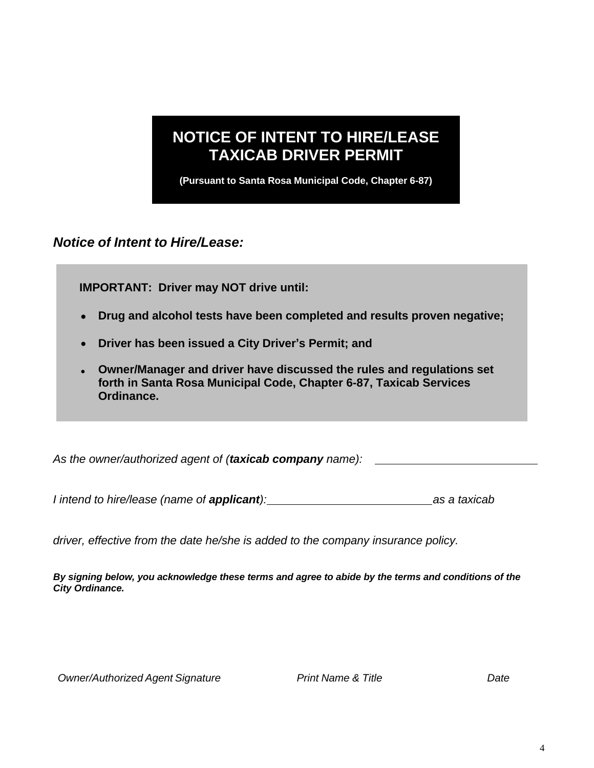# NOTICE OF INTENT TO HIRE/LEASE TAXICAB DRIVER PERMIT

**(Pursuant to Santa Rosa Municipal Code, Chapter 6-87)**

### *Notice of Intent to Hire/Lease:*

**IMPORTANT: Driver may NOT drive until:**

- **Drug and alcohol tests have been completed and results proven negative;**
- **Driver has been issued a City Driver's Permit; and**
- **Owner/Manager and driver have discussed the rules and regulations set forth in Santa Rosa Municipal Code, Chapter 6-87, Taxicab Services Ordinance.**

*As the owner/authorized agent of (**taxicab company** name):* ___________________________

*I intend to hire/lease (name of **applicant**):* ___________________________ *as a taxicab driver, effective from the date he/she is added to the company insurance policy.*

***By signing below, you acknowledge these terms and agree to abide by the terms and conditions of the City Ordinance.***

*Owner/Authorized Agent Signature* *Print Name & Title* *Date*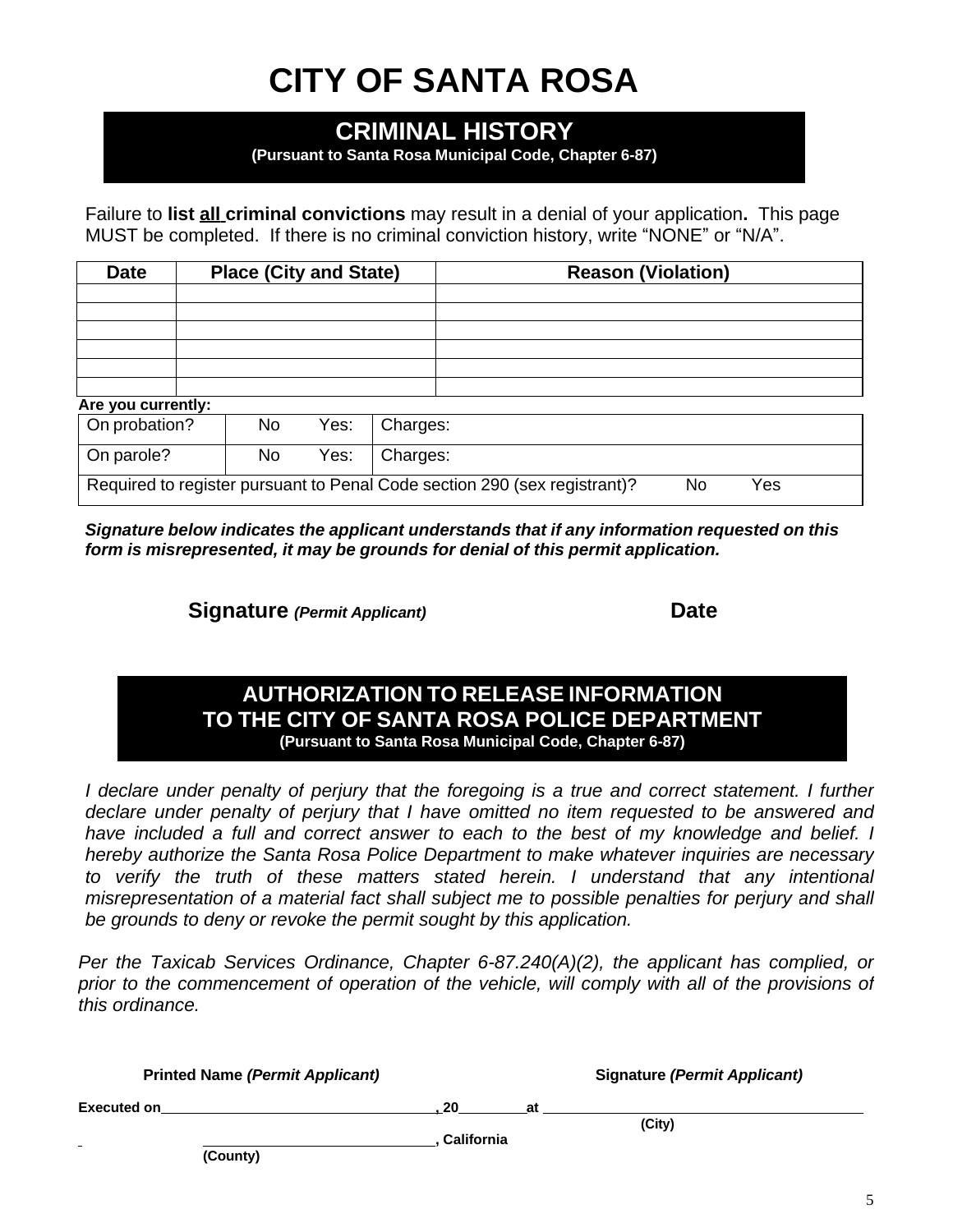# CITY OF SANTA ROSA

## CRIMINAL HISTORY

**(Pursuant to Santa Rosa Municipal Code, Chapter 6-87)**

Failure to **list all criminal convictions** may result in a denial of your application**.** This page MUST be completed. If there is no criminal conviction history, write "NONE" or "N/A".

| Date | Place (City and State) | Reason (Violation) |
|---|---|---|
| | | |
| | | |
| | | |
| | | |
| | | |
| | | |

**Are you currently:**

| | | |
|---|---|---|
| On probation? | No Yes: | Charges: |
| On parole? | No Yes: | Charges: |
| Required to register pursuant to Penal Code section 290 (sex registrant)? No Yes | | |

***Signature below indicates the applicant understands that if any information requested on this form is misrepresented, it may be grounds for denial of this permit application.***

**Signature** ***(Permit Applicant)*** **Date**

## AUTHORIZATION TO RELEASE INFORMATION TO THE CITY OF SANTA ROSA POLICE DEPARTMENT

**(Pursuant to Santa Rosa Municipal Code, Chapter 6-87)**

*I declare under penalty of perjury that the foregoing is a true and correct statement. I further declare under penalty of perjury that I have omitted no item requested to be answered and have included a full and correct answer to each to the best of my knowledge and belief. I hereby authorize the Santa Rosa Police Department to make whatever inquiries are necessary to verify the truth of these matters stated herein. I understand that any intentional misrepresentation of a material fact shall subject me to possible penalties for perjury and shall be grounds to deny or revoke the permit sought by this application.*

*Per the Taxicab Services Ordinance, Chapter 6-87.240(A)(2), the applicant has complied, or prior to the commencement of operation of the vehicle, will comply with all of the provisions of this ordinance.*

**Printed Name** ***(Permit Applicant)*** **Signature** ***(Permit Applicant)***

**Executed on**\_\_\_\_\_\_\_\_\_\_\_\_\_\_\_\_\_\_\_\_**, 20**\_\_\_\_\_\_**at** \_\_\_\_\_\_\_\_\_\_\_\_\_\_\_\_\_\_\_\_
**(City)**

\_\_\_\_\_\_\_\_\_\_\_\_\_\_\_\_\_\_\_\_**, California**
**(County)**